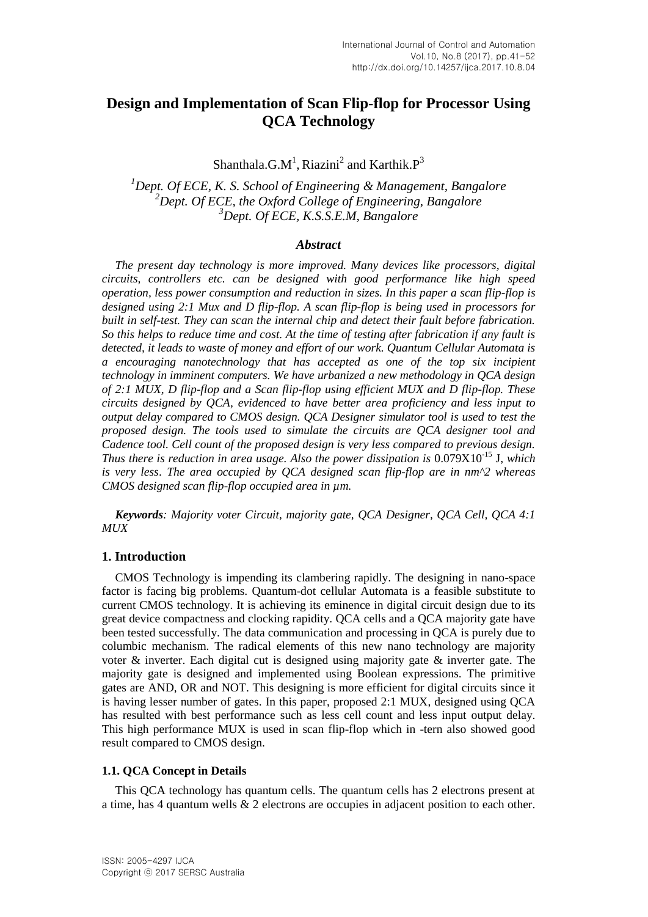# Design and Implementation of Scan Flip-flop for Processor Using QCA Technology

Shanthala.G.M[1], Riazini[2] and Karthik.P[3]

*[1]Dept. Of ECE, K. S. School of Engineering & Management, Bangalore*
*[2]Dept. Of ECE, the Oxford College of Engineering, Bangalore*
*[3]Dept. Of ECE, K.S.S.E.M, Bangalore*

### *Abstract*

*The present day technology is more improved. Many devices like processors, digital circuits, controllers etc. can be designed with good performance like high speed operation, less power consumption and reduction in sizes. In this paper a scan flip-flop is designed using 2:1 Mux and D flip-flop. A scan flip-flop is being used in processors for built in self-test. They can scan the internal chip and detect their fault before fabrication. So this helps to reduce time and cost. At the time of testing after fabrication if any fault is detected, it leads to waste of money and effort of our work. Quantum Cellular Automata is a encouraging nanotechnology that has accepted as one of the top six incipient technology in imminent computers. We have urbanized a new methodology in QCA design of 2:1 MUX, D flip-flop and a Scan flip-flop using efficient MUX and D flip-flop. These circuits designed by QCA, evidenced to have better area proficiency and less input to output delay compared to CMOS design. QCA Designer simulator tool is used to test the proposed design. The tools used to simulate the circuits are QCA designer tool and Cadence tool. Cell count of the proposed design is very less compared to previous design. Thus there is reduction in area usage. Also the power dissipation is* $0.079X10^{-15}$ J*, which is very less. The area occupied by QCA designed scan flip-flop are in nm^2 whereas CMOS designed scan flip-flop occupied area in µm.*

***Keywords**: Majority voter Circuit, majority gate, QCA Designer, QCA Cell, QCA 4:1 MUX*

## 1. Introduction

CMOS Technology is impending its clambering rapidly. The designing in nano-space factor is facing big problems. Quantum-dot cellular Automata is a feasible substitute to current CMOS technology. It is achieving its eminence in digital circuit design due to its great device compactness and clocking rapidity. QCA cells and a QCA majority gate have been tested successfully. The data communication and processing in QCA is purely due to columbic mechanism. The radical elements of this new nano technology are majority voter & inverter. Each digital cut is designed using majority gate & inverter gate. The majority gate is designed and implemented using Boolean expressions. The primitive gates are AND, OR and NOT. This designing is more efficient for digital circuits since it is having lesser number of gates. In this paper, proposed 2:1 MUX, designed using QCA has resulted with best performance such as less cell count and less input output delay. This high performance MUX is used in scan flip-flop which in -tern also showed good result compared to CMOS design.

### 1.1. QCA Concept in Details

This QCA technology has quantum cells. The quantum cells has 2 electrons present at a time, has 4 quantum wells & 2 electrons are occupies in adjacent position to each other.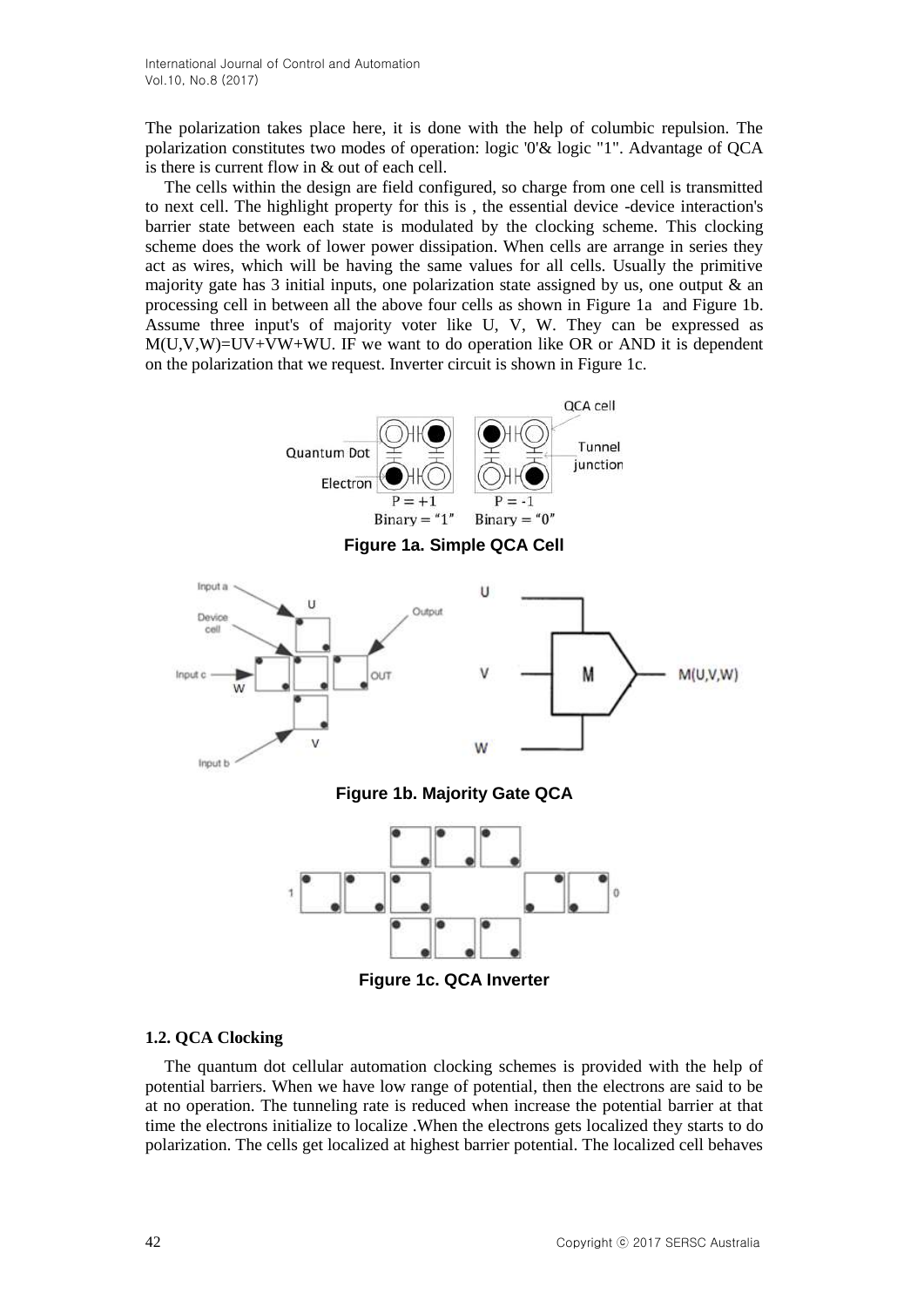The polarization takes place here, it is done with the help of columbic repulsion. The polarization constitutes two modes of operation: logic '0'& logic "1". Advantage of QCA is there is current flow in & out of each cell.

The cells within the design are field configured, so charge from one cell is transmitted to next cell. The highlight property for this is , the essential device -device interaction's barrier state between each state is modulated by the clocking scheme. This clocking scheme does the work of lower power dissipation. When cells are arrange in series they act as wires, which will be having the same values for all cells. Usually the primitive majority gate has 3 initial inputs, one polarization state assigned by us, one output & an processing cell in between all the above four cells as shown in Figure 1a and Figure 1b. Assume three input's of majority voter like U, V, W. They can be expressed as $M(U,V,W)=UV+VW+WU$. IF we want to do operation like OR or AND it is dependent on the polarization that we request. Inverter circuit is shown in Figure 1c.

**Figure 1a. Simple QCA Cell**

**Figure 1b. Majority Gate QCA**

**Figure 1c. QCA Inverter**

### 1.2. QCA Clocking

The quantum dot cellular automation clocking schemes is provided with the help of potential barriers. When we have low range of potential, then the electrons are said to be at no operation. The tunneling rate is reduced when increase the potential barrier at that time the electrons initialize to localize .When the electrons gets localized they starts to do polarization. The cells get localized at highest barrier potential. The localized cell behaves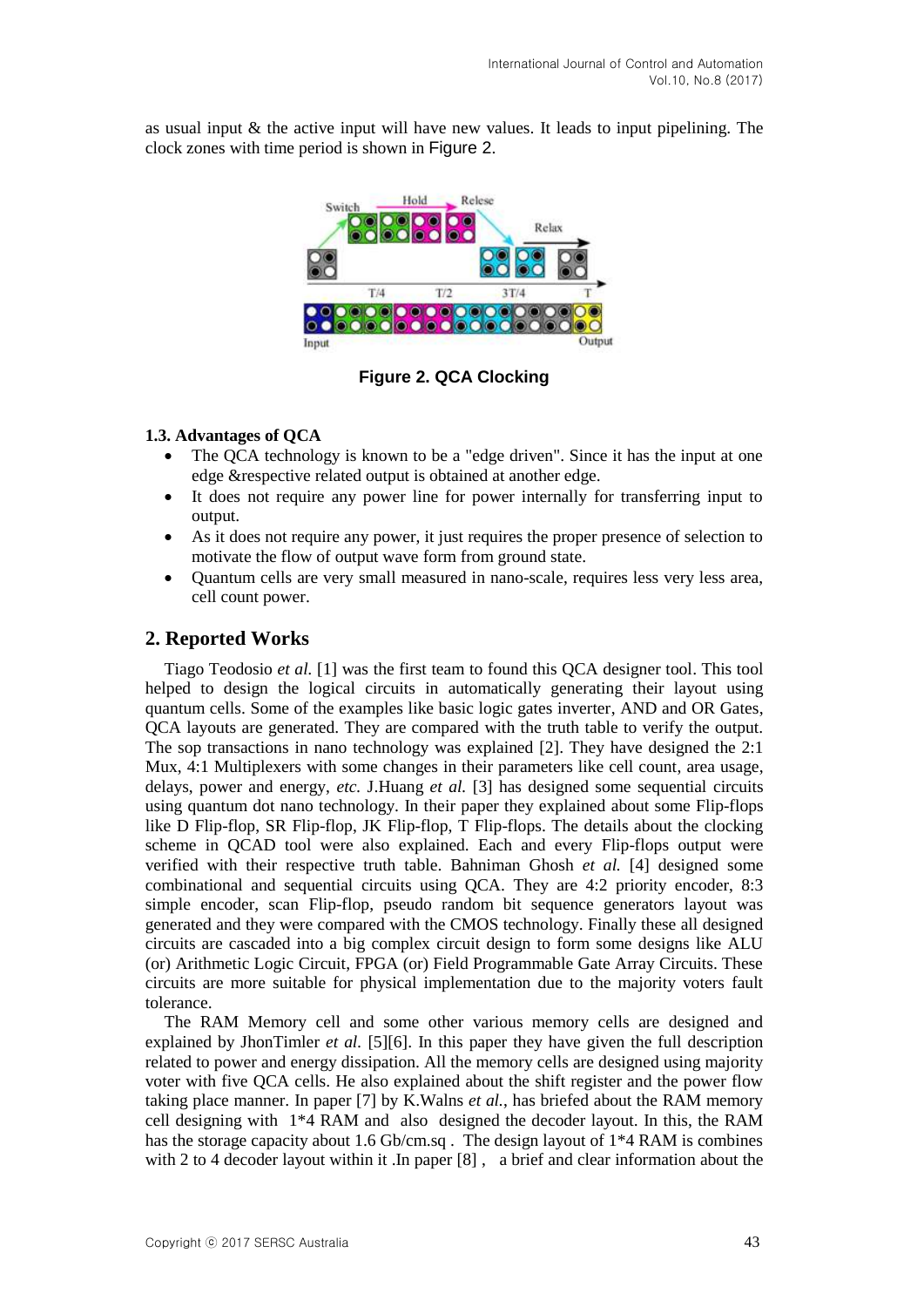as usual input & the active input will have new values. It leads to input pipelining. The clock zones with time period is shown in Figure 2.

**Figure 2. QCA Clocking**

### 1.3. Advantages of QCA

- The QCA technology is known to be a "edge driven". Since it has the input at one edge &respective related output is obtained at another edge.
- It does not require any power line for power internally for transferring input to output.
- As it does not require any power, it just requires the proper presence of selection to motivate the flow of output wave form from ground state.
- Quantum cells are very small measured in nano-scale, requires less very less area, cell count power.

## 2. Reported Works

Tiago Teodosio *et al.* [1] was the first team to found this QCA designer tool. This tool helped to design the logical circuits in automatically generating their layout using quantum cells. Some of the examples like basic logic gates inverter, AND and OR Gates, QCA layouts are generated. They are compared with the truth table to verify the output. The sop transactions in nano technology was explained [2]. They have designed the 2:1 Mux, 4:1 Multiplexers with some changes in their parameters like cell count, area usage, delays, power and energy, *etc.* J.Huang *et al.* [3] has designed some sequential circuits using quantum dot nano technology. In their paper they explained about some Flip-flops like D Flip-flop, SR Flip-flop, JK Flip-flop, T Flip-flops. The details about the clocking scheme in QCAD tool were also explained. Each and every Flip-flops output were verified with their respective truth table. Bahniman Ghosh *et al.* [4] designed some combinational and sequential circuits using QCA. They are 4:2 priority encoder, 8:3 simple encoder, scan Flip-flop, pseudo random bit sequence generators layout was generated and they were compared with the CMOS technology. Finally these all designed circuits are cascaded into a big complex circuit design to form some designs like ALU (or) Arithmetic Logic Circuit, FPGA (or) Field Programmable Gate Array Circuits. These circuits are more suitable for physical implementation due to the majority voters fault tolerance.

The RAM Memory cell and some other various memory cells are designed and explained by JhonTimler *et al.* [5][6]. In this paper they have given the full description related to power and energy dissipation. All the memory cells are designed using majority voter with five QCA cells. He also explained about the shift register and the power flow taking place manner. In paper [7] by K.Walns *et al.*, has briefed about the RAM memory cell designing with 1*4 RAM and also designed the decoder layout. In this, the RAM has the storage capacity about 1.6 Gb/cm.sq . The design layout of 1*4 RAM is combines with 2 to 4 decoder layout within it .In paper [8] , a brief and clear information about the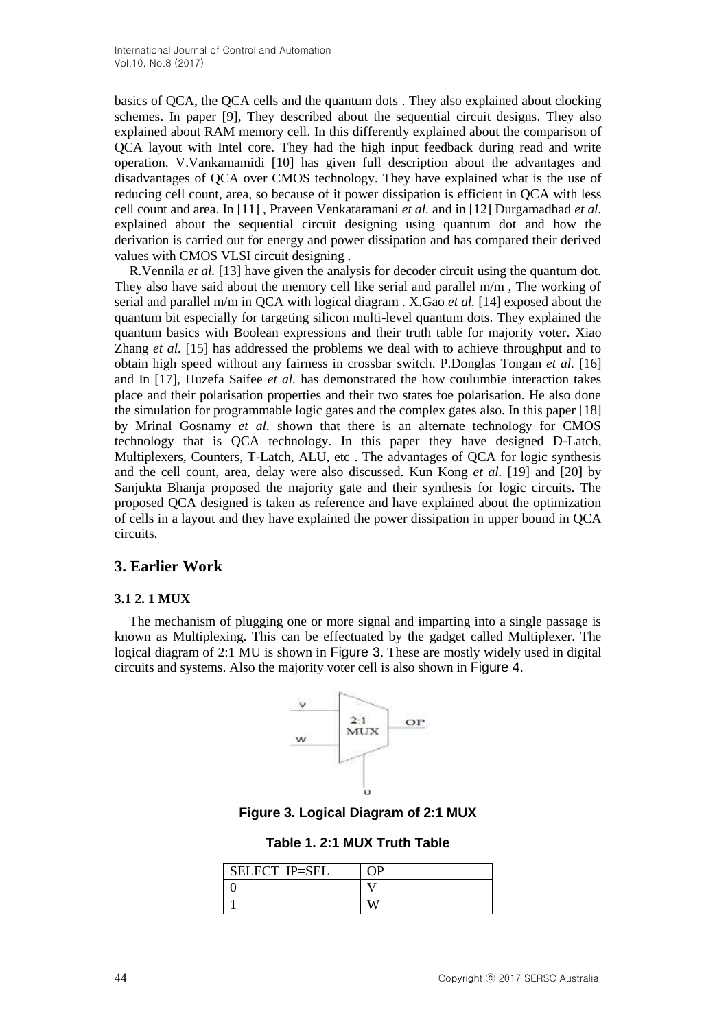basics of QCA, the QCA cells and the quantum dots . They also explained about clocking schemes. In paper [9], They described about the sequential circuit designs. They also explained about RAM memory cell. In this differently explained about the comparison of QCA layout with Intel core. They had the high input feedback during read and write operation. V.Vankamamidi [10] has given full description about the advantages and disadvantages of QCA over CMOS technology. They have explained what is the use of reducing cell count, area, so because of it power dissipation is efficient in QCA with less cell count and area. In [11] , Praveen Venkataramani *et al.* and in [12] Durgamadhad *et al.* explained about the sequential circuit designing using quantum dot and how the derivation is carried out for energy and power dissipation and has compared their derived values with CMOS VLSI circuit designing .

R.Vennila *et al.* [13] have given the analysis for decoder circuit using the quantum dot. They also have said about the memory cell like serial and parallel m/m , The working of serial and parallel m/m in QCA with logical diagram . X.Gao *et al.* [14] exposed about the quantum bit especially for targeting silicon multi-level quantum dots. They explained the quantum basics with Boolean expressions and their truth table for majority voter. Xiao Zhang *et al.* [15] has addressed the problems we deal with to achieve throughput and to obtain high speed without any fairness in crossbar switch. P.Donglas Tongan *et al.* [16] and In [17], Huzefa Saifee *et al.* has demonstrated the how coulumbie interaction takes place and their polarisation properties and their two states foe polarisation. He also done the simulation for programmable logic gates and the complex gates also. In this paper [18] by Mrinal Gosnamy *et al.* shown that there is an alternate technology for CMOS technology that is QCA technology. In this paper they have designed D-Latch, Multiplexers, Counters, T-Latch, ALU, etc . The advantages of QCA for logic synthesis and the cell count, area, delay were also discussed. Kun Kong *et al.* [19] and [20] by Sanjukta Bhanja proposed the majority gate and their synthesis for logic circuits. The proposed QCA designed is taken as reference and have explained about the optimization of cells in a layout and they have explained the power dissipation in upper bound in QCA circuits.

## 3. Earlier Work

### 3.1 2. 1 MUX

The mechanism of plugging one or more signal and imparting into a single passage is known as Multiplexing. This can be effectuated by the gadget called Multiplexer. The logical diagram of 2:1 MU is shown in Figure 3. These are mostly widely used in digital circuits and systems. Also the majority voter cell is also shown in Figure 4.

**Figure 3. Logical Diagram of 2:1 MUX**

**Table 1. 2:1 MUX Truth Table**

| SELECT IP=SEL | OP |
|---|---|
| 0 | V |
| 1 | W |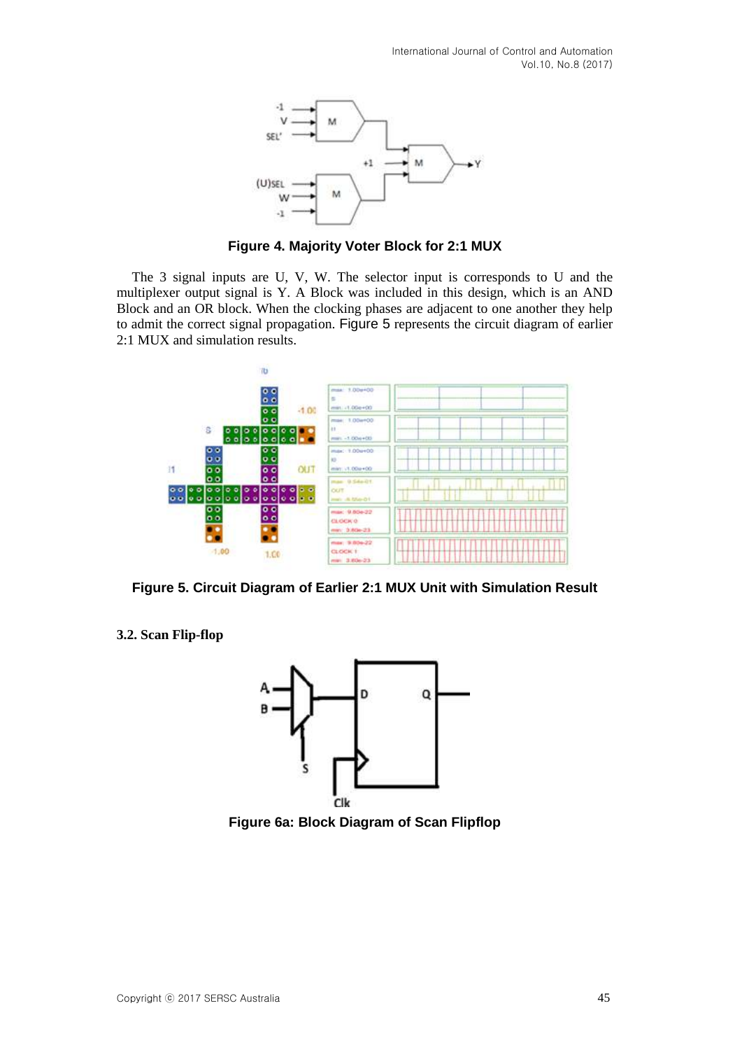Figure 4. Majority Voter Block for 2:1 MUX

The 3 signal inputs are U, V, W. The selector input is corresponds to U and the multiplexer output signal is Y. A Block was included in this design, which is an AND Block and an OR block. When the clocking phases are adjacent to one another they help to admit the correct signal propagation. Figure 5 represents the circuit diagram of earlier 2:1 MUX and simulation results.

Figure 5. Circuit Diagram of Earlier 2:1 MUX Unit with Simulation Result

### 3.2. Scan Flip-flop

Figure 6a: Block Diagram of Scan Flipflop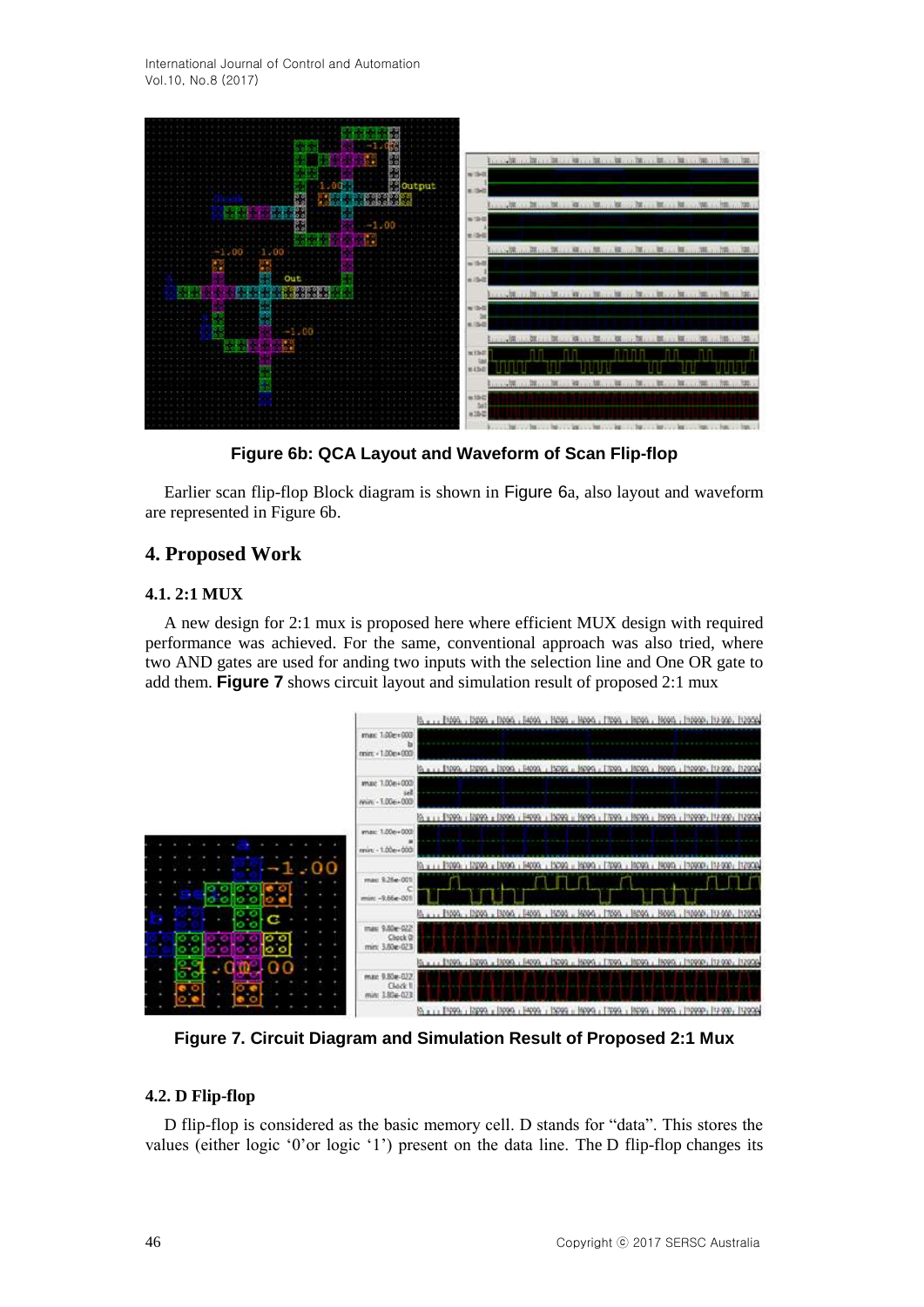Figure 6b: QCA Layout and Waveform of Scan Flip-flop

Earlier scan flip-flop Block diagram is shown in Figure 6a, also layout and waveform are represented in Figure 6b.

## 4. Proposed Work

### 4.1. 2:1 MUX

A new design for 2:1 mux is proposed here where efficient MUX design with required performance was achieved. For the same, conventional approach was also tried, where two AND gates are used for anding two inputs with the selection line and One OR gate to add them. **Figure 7** shows circuit layout and simulation result of proposed 2:1 mux

**Figure 7. Circuit Diagram and Simulation Result of Proposed 2:1 Mux**

### 4.2. D Flip-flop

D flip-flop is considered as the basic memory cell. D stands for "data". This stores the values (either logic '0'or logic '1') present on the data line. The D flip-flop changes its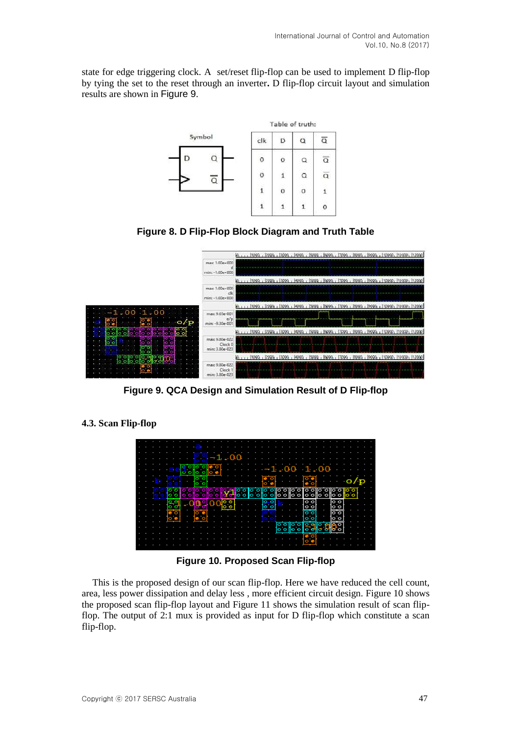state for edge triggering clock. A set/reset flip-flop can be used to implement D flip-flop by tying the set to the reset through an inverter. D flip-flop circuit layout and simulation results are shown in Figure 9.

Table of truth:

| clk | D | Q | $\overline{Q}$ |
|---|---|---|---|
| 0 | 0 | Q | $\overline{Q}$ |
| 0 | 1 | Q | $\overline{Q}$ |
| 1 | 0 | 0 | 1 |
| 1 | 1 | 1 | 0 |

**Figure 8. D Flip-Flop Block Diagram and Truth Table**

**Figure 9. QCA Design and Simulation Result of D Flip-flop**

### 4.3. Scan Flip-flop

**Figure 10. Proposed Scan Flip-flop**

This is the proposed design of our scan flip-flop. Here we have reduced the cell count, area, less power dissipation and delay less , more efficient circuit design. Figure 10 shows the proposed scan flip-flop layout and Figure 11 shows the simulation result of scan flip-flop. The output of 2:1 mux is provided as input for D flip-flop which constitute a scan flip-flop.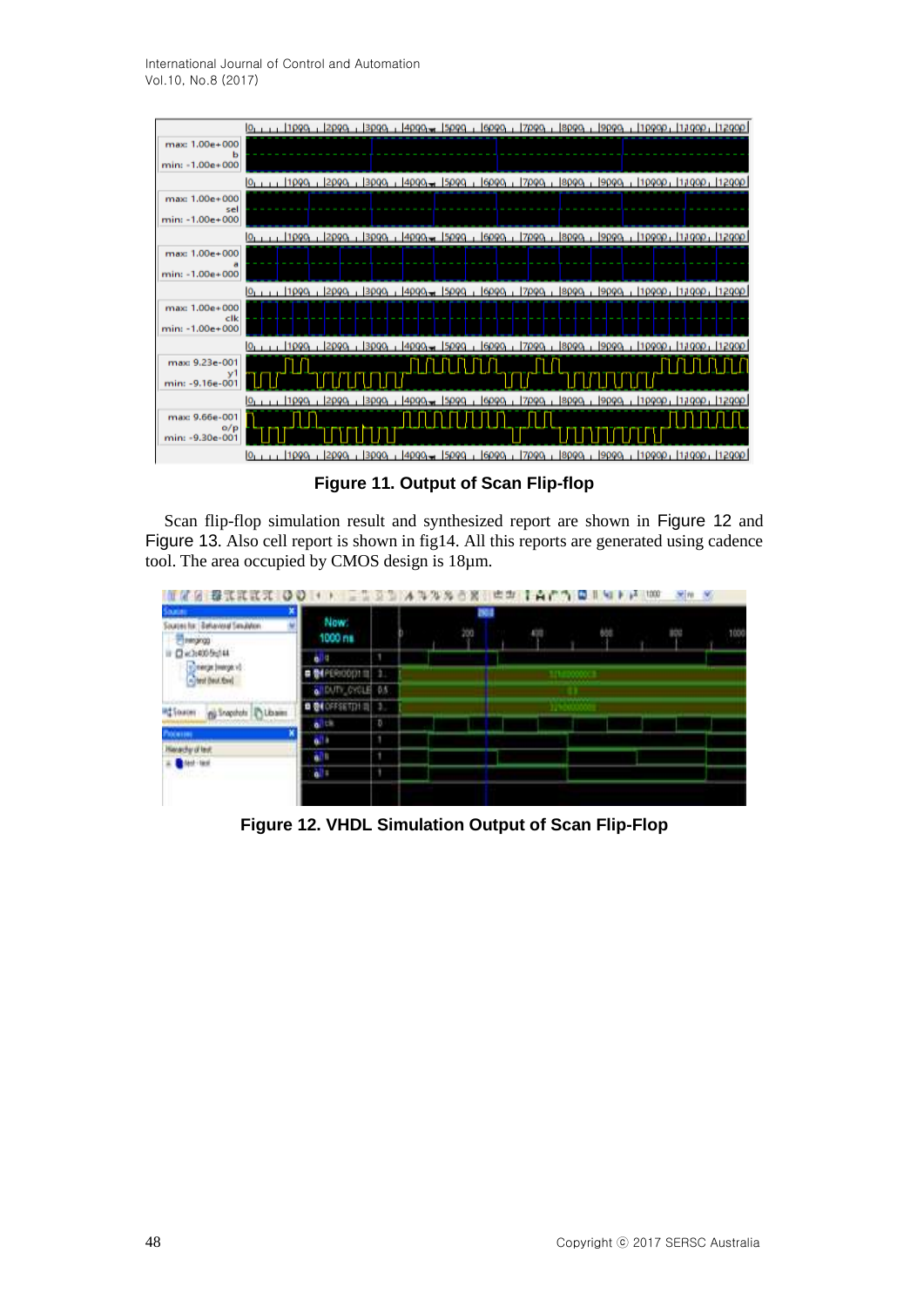Figure 11. Output of Scan Flip-flop

Scan flip-flop simulation result and synthesized report are shown in Figure 12 and Figure 13. Also cell report is shown in fig14. All this reports are generated using cadence tool. The area occupied by CMOS design is 18µm.

Figure 12. VHDL Simulation Output of Scan Flip-Flop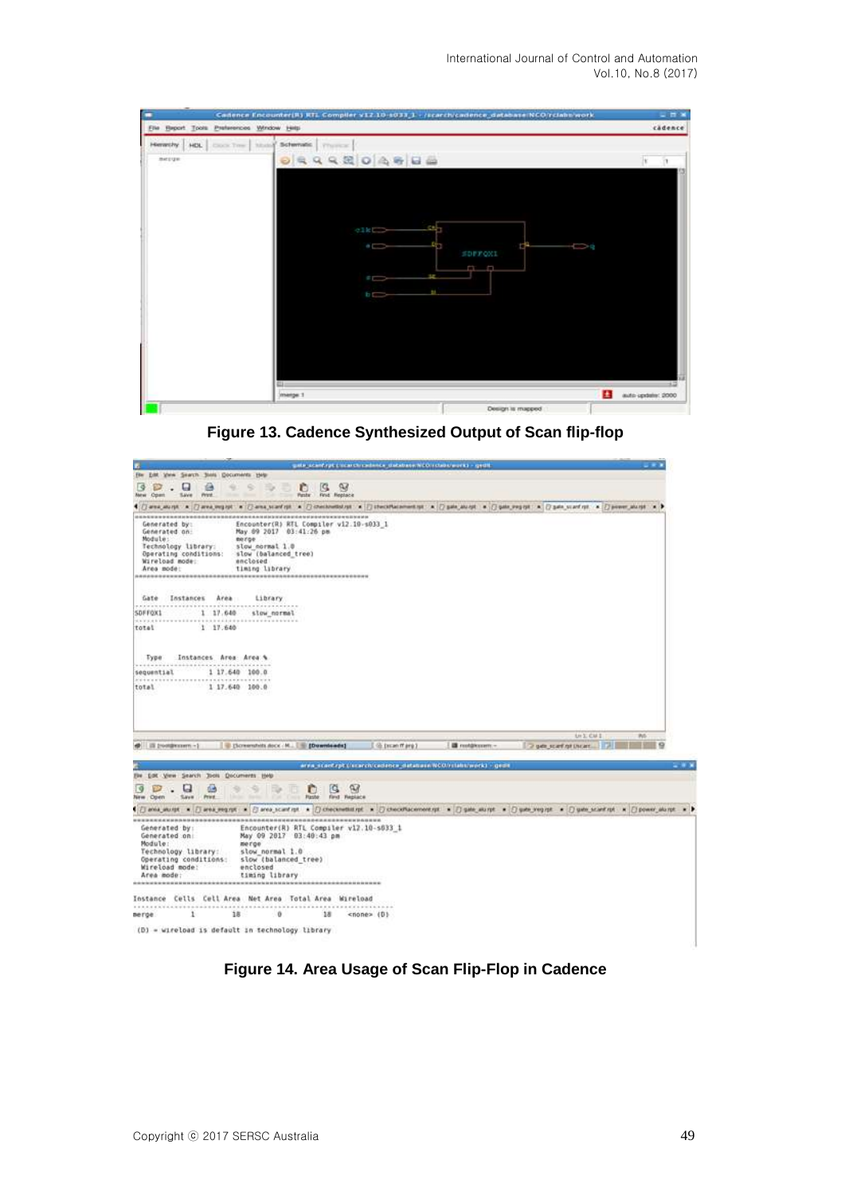**Figure 13. Cadence Synthesized Output of Scan flip-flop**

**Figure 14. Area Usage of Scan Flip-Flop in Cadence**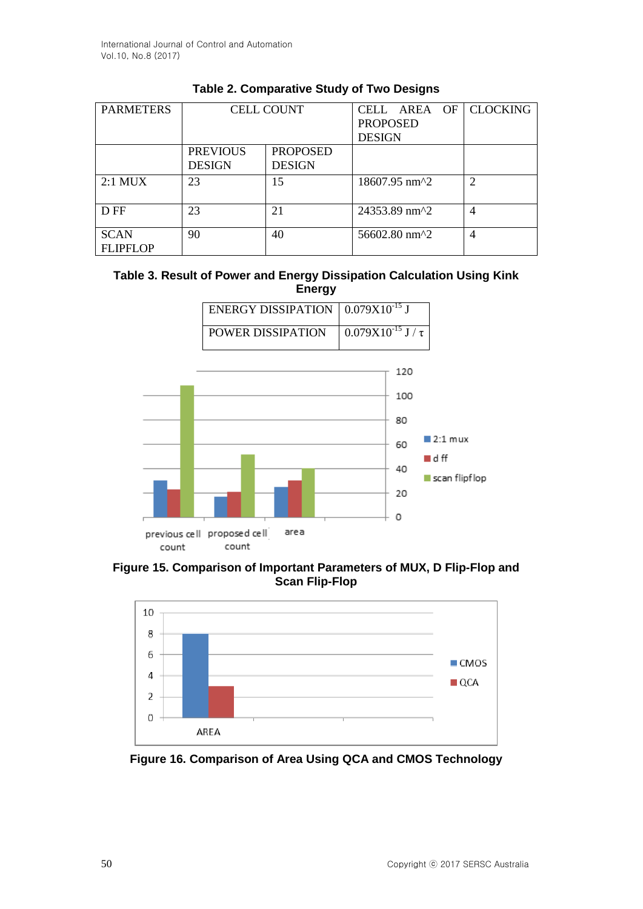**Table 2. Comparative Study of Two Designs**

| PARMETERS | CELL COUNT | | CELL AREA OF PROPOSED DESIGN | CLOCKING |
|---|---|---|---|---|
| | PREVIOUS DESIGN | PROPOSED DESIGN | | |
| 2:1 MUX | 23 | 15 | 18607.95 nm^2 | 2 |
| D FF | 23 | 21 | 24353.89 nm^2 | 4 |
| SCAN FLIPFLOP | 90 | 40 | 56602.80 nm^2 | 4 |

**Table 3. Result of Power and Energy Dissipation Calculation Using Kink Energy**

| | |
|---|---|
| ENERGY DISSIPATION | $0.079X10^{-15}$ J |
| POWER DISSIPATION | $0.079X10^{-15}$ J / τ |

**Figure 15. Comparison of Important Parameters of MUX, D Flip-Flop and Scan Flip-Flop**

**Figure 16. Comparison of Area Using QCA and CMOS Technology**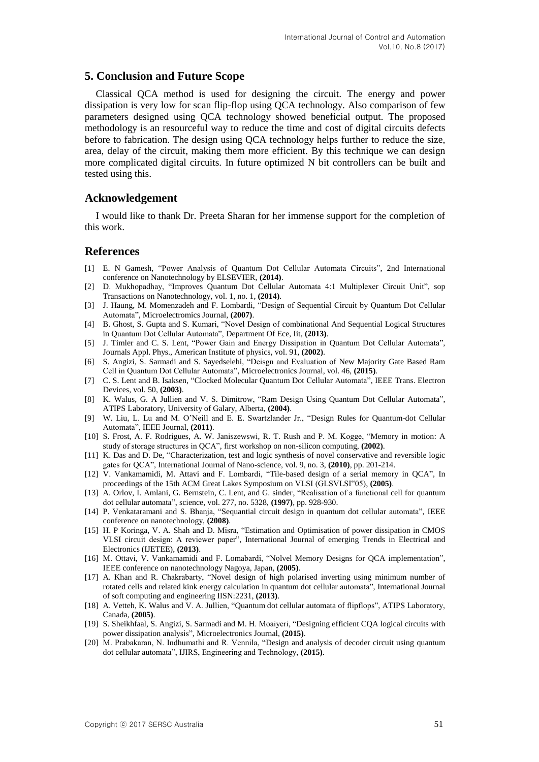## 5. Conclusion and Future Scope

Classical QCA method is used for designing the circuit. The energy and power dissipation is very low for scan flip-flop using QCA technology. Also comparison of few parameters designed using QCA technology showed beneficial output. The proposed methodology is an resourceful way to reduce the time and cost of digital circuits defects before to fabrication. The design using QCA technology helps further to reduce the size, area, delay of the circuit, making them more efficient. By this technique we can design more complicated digital circuits. In future optimized N bit controllers can be built and tested using this.

## Acknowledgement

I would like to thank Dr. Preeta Sharan for her immense support for the completion of this work.

## References

[1] E. N Gamesh, "Power Analysis of Quantum Dot Cellular Automata Circuits", 2nd International conference on Nanotechnology by ELSEVIER, **(2014)**.

[2] D. Mukhopadhay, "Improves Quantum Dot Cellular Automata 4:1 Multiplexer Circuit Unit", sop Transactions on Nanotechnology, vol. 1, no. 1, **(2014)**.

[3] J. Haung, M. Momenzadeh and F. Lombardi, "Design of Sequential Circuit by Quantum Dot Cellular Automata", Microelectromics Journal, **(2007)**.

[4] B. Ghost, S. Gupta and S. Kumari, "Novel Design of combinational And Sequential Logical Structures in Quantum Dot Cellular Automata", Department Of Ece, Iit, **(2013)**.

[5] J. Timler and C. S. Lent, "Power Gain and Energy Dissipation in Quantum Dot Cellular Automata", Journals Appl. Phys., American Institute of physics, vol. 91, **(2002)**.

[6] S. Angizi, S. Sarmadi and S. Sayedselehi, "Deisgn and Evaluation of New Majority Gate Based Ram Cell in Quantum Dot Cellular Automata", Microelectronics Journal, vol. 46, **(2015)**.

[7] C. S. Lent and B. Isaksen, "Clocked Molecular Quantum Dot Cellular Automata", IEEE Trans. Electron Devices, vol. 50, **(2003)**.

[8] K. Walus, G. A Jullien and V. S. Dimitrow, "Ram Design Using Quantum Dot Cellular Automata", ATIPS Laboratory, University of Galary, Alberta, **(2004)**.

[9] W. Liu, L. Lu and M. O'Neill and E. E. Swartzlander Jr., "Design Rules for Quantum-dot Cellular Automata", IEEE Journal, **(2011)**.

[10] S. Frost, A. F. Rodrigues, A. W. Janiszewswi, R. T. Rush and P. M. Kogge, "Memory in motion: A study of storage structures in QCA", first workshop on non-silicon computing, **(2002)**.

[11] K. Das and D. De, "Characterization, test and logic synthesis of novel conservative and reversible logic gates for QCA", International Journal of Nano-science, vol. 9, no. 3, **(2010)**, pp. 201-214.

[12] V. Vankamamidi, M. Attavi and F. Lombardi, "Tile-based design of a serial memory in QCA", In proceedings of the 15th ACM Great Lakes Symposium on VLSI (GLSVLSI"05), **(2005)**.

[13] A. Orlov, I. Amlani, G. Bernstein, C. Lent, and G. sinder, "Realisation of a functional cell for quantum dot cellular automata", science, vol. 277, no. 5328, **(1997)**, pp. 928-930.

[14] P. Venkataramani and S. Bhanja, "Sequantial circuit design in quantum dot cellular automata", IEEE conference on nanotechnology, **(2008)**.

[15] H. P Koringa, V. A. Shah and D. Misra, "Estimation and Optimisation of power dissipation in CMOS VLSI circuit design: A reviewer paper", International Journal of emerging Trends in Electrical and Electronics (IJETEE), **(2013)**.

[16] M. Ottavi, V. Vankamamidi and F. Lomabardi, "Nolvel Memory Designs for QCA implementation", IEEE conference on nanotechnology Nagoya, Japan, **(2005)**.

[17] A. Khan and R. Chakrabarty, "Novel design of high polarised inverting using minimum number of rotated cells and related kink energy calculation in quantum dot cellular automata", International Journal of soft computing and engineering IISN:2231, **(2013)**.

[18] A. Vetteh, K. Walus and V. A. Jullien, "Quantum dot cellular automata of flipflops", ATIPS Laboratory, Canada, **(2005)**.

[19] S. Sheikhfaal, S. Angizi, S. Sarmadi and M. H. Moaiyeri, "Designing efficient CQA logical circuits with power dissipation analysis", Microelectronics Journal, **(2015)**.

[20] M. Prabakaran, N. Indhumathi and R. Vennila, "Design and analysis of decoder circuit using quantum dot cellular automata", IJIRS, Engineering and Technology, **(2015)**.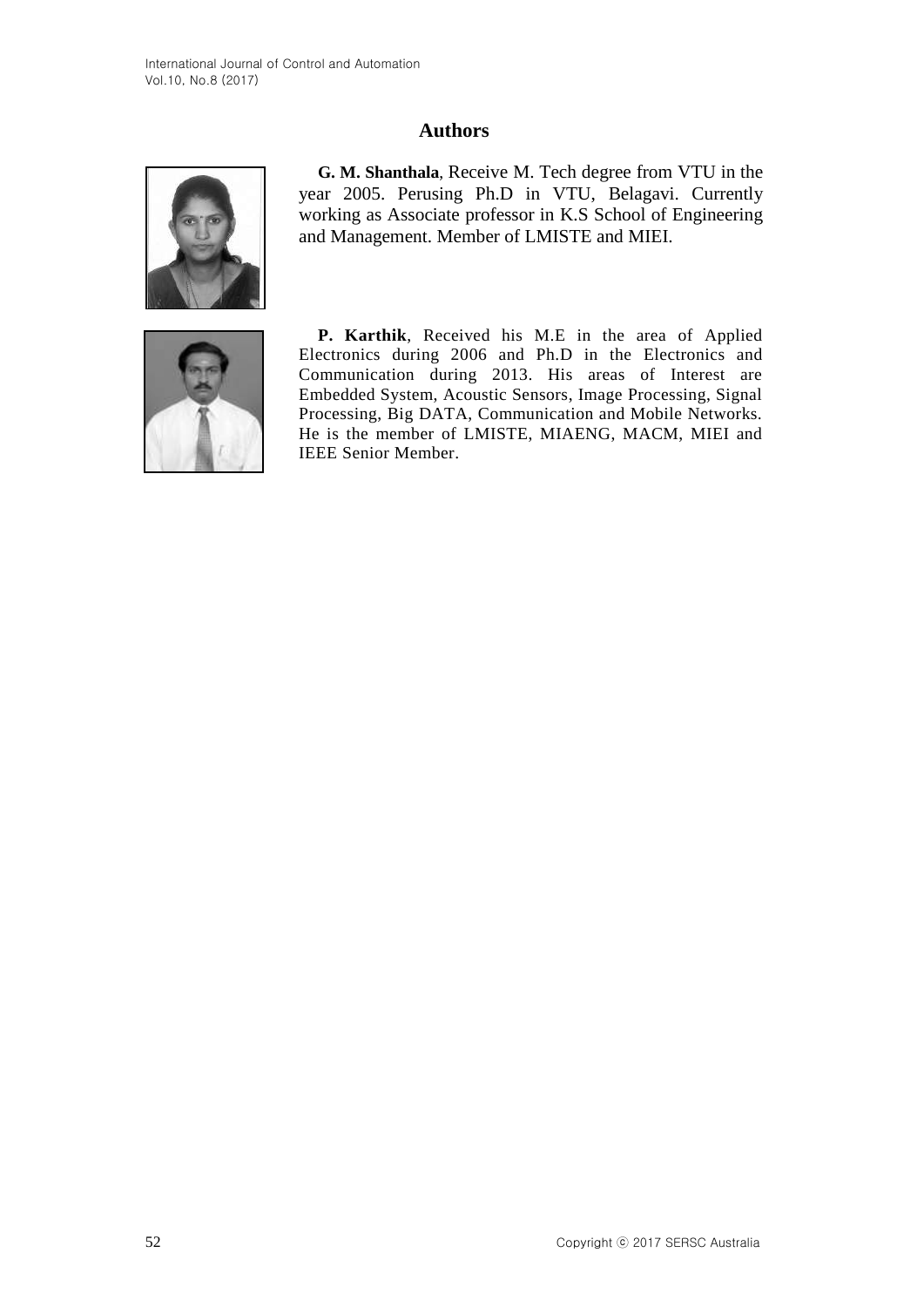## Authors

**G. M. Shanthala**, Receive M. Tech degree from VTU in the year 2005. Perusing Ph.D in VTU, Belagavi. Currently working as Associate professor in K.S School of Engineering and Management. Member of LMISTE and MIEI.

**P. Karthik**, Received his M.E in the area of Applied Electronics during 2006 and Ph.D in the Electronics and Communication during 2013. His areas of Interest are Embedded System, Acoustic Sensors, Image Processing, Signal Processing, Big DATA, Communication and Mobile Networks. He is the member of LMISTE, MIAENG, MACM, MIEI and IEEE Senior Member.